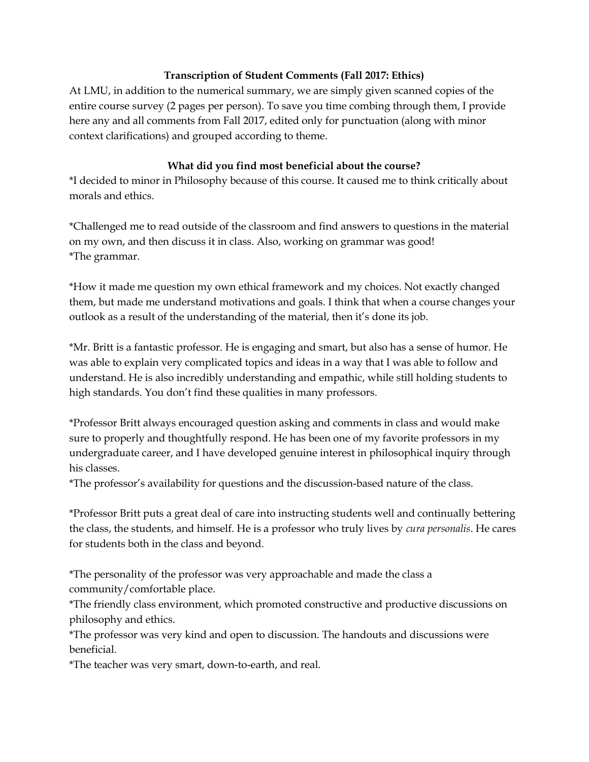**Transcription of Student Comments (Fall 2017: Ethics)**

At LMU, in addition to the numerical summary, we are simply given scanned copies of the entire course survey (2 pages per person). To save you time combing through them, I provide here any and all comments from Fall 2017, edited only for punctuation (along with minor context clarifications) and grouped according to theme.

**What did you find most beneficial about the course?**

*I decided to minor in Philosophy because of this course. It caused me to think critically about morals and ethics.

*Challenged me to read outside of the classroom and find answers to questions in the material on my own, and then discuss it in class. Also, working on grammar was good!
*The grammar.

*How it made me question my own ethical framework and my choices. Not exactly changed them, but made me understand motivations and goals. I think that when a course changes your outlook as a result of the understanding of the material, then it's done its job.

*Mr. Britt is a fantastic professor. He is engaging and smart, but also has a sense of humor. He was able to explain very complicated topics and ideas in a way that I was able to follow and understand. He is also incredibly understanding and empathic, while still holding students to high standards. You don't find these qualities in many professors.

*Professor Britt always encouraged question asking and comments in class and would make sure to properly and thoughtfully respond. He has been one of my favorite professors in my undergraduate career, and I have developed genuine interest in philosophical inquiry through his classes.
*The professor's availability for questions and the discussion-based nature of the class.

*Professor Britt puts a great deal of care into instructing students well and continually bettering the class, the students, and himself. He is a professor who truly lives by *cura personalis*. He cares for students both in the class and beyond.

*The personality of the professor was very approachable and made the class a community/comfortable place.
*The friendly class environment, which promoted constructive and productive discussions on philosophy and ethics.
*The professor was very kind and open to discussion. The handouts and discussions were beneficial.
*The teacher was very smart, down-to-earth, and real.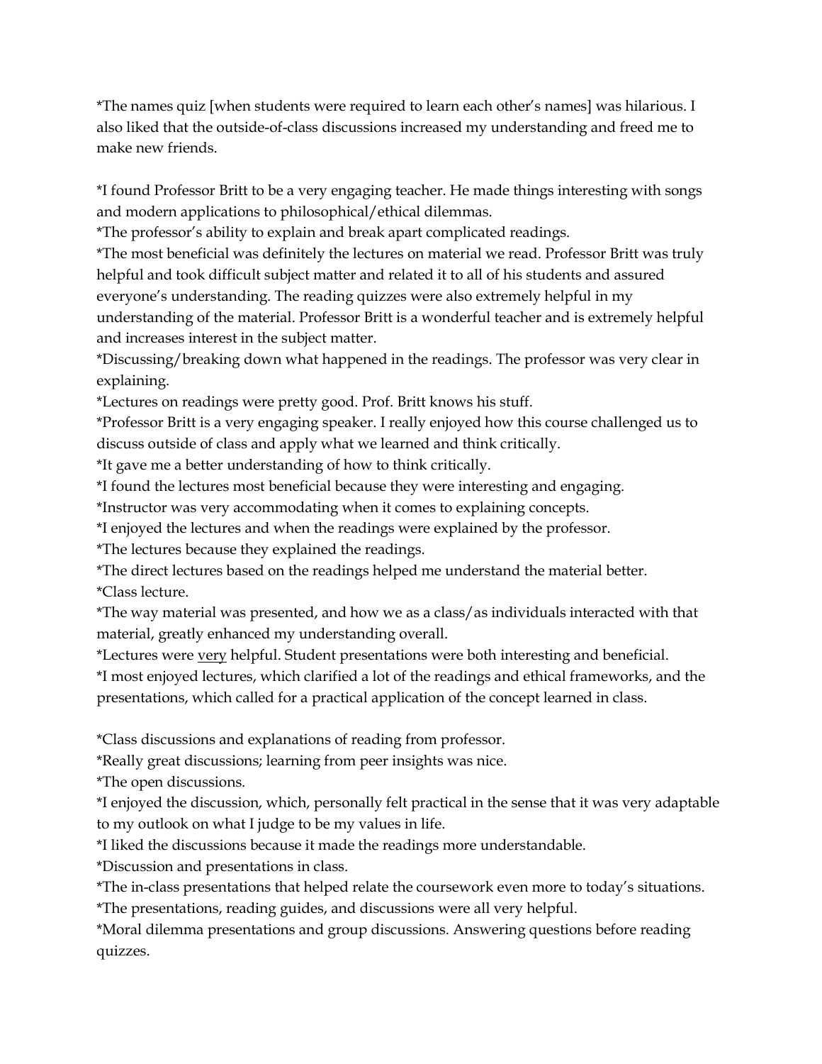*The names quiz [when students were required to learn each other's names] was hilarious. I also liked that the outside-of-class discussions increased my understanding and freed me to make new friends.

*I found Professor Britt to be a very engaging teacher. He made things interesting with songs and modern applications to philosophical/ethical dilemmas.

*The professor's ability to explain and break apart complicated readings.

*The most beneficial was definitely the lectures on material we read. Professor Britt was truly helpful and took difficult subject matter and related it to all of his students and assured everyone's understanding. The reading quizzes were also extremely helpful in my understanding of the material. Professor Britt is a wonderful teacher and is extremely helpful and increases interest in the subject matter.

*Discussing/breaking down what happened in the readings. The professor was very clear in explaining.

*Lectures on readings were pretty good. Prof. Britt knows his stuff.

*Professor Britt is a very engaging speaker. I really enjoyed how this course challenged us to discuss outside of class and apply what we learned and think critically.

*It gave me a better understanding of how to think critically.

*I found the lectures most beneficial because they were interesting and engaging.

*Instructor was very accommodating when it comes to explaining concepts.

*I enjoyed the lectures and when the readings were explained by the professor.

*The lectures because they explained the readings.

*The direct lectures based on the readings helped me understand the material better.

*Class lecture.

*The way material was presented, and how we as a class/as individuals interacted with that material, greatly enhanced my understanding overall.

*Lectures were <u>very</u> helpful. Student presentations were both interesting and beneficial.

*I most enjoyed lectures, which clarified a lot of the readings and ethical frameworks, and the presentations, which called for a practical application of the concept learned in class.

*Class discussions and explanations of reading from professor.

*Really great discussions; learning from peer insights was nice.

*The open discussions.

*I enjoyed the discussion, which, personally felt practical in the sense that it was very adaptable to my outlook on what I judge to be my values in life.

*I liked the discussions because it made the readings more understandable.

*Discussion and presentations in class.

*The in-class presentations that helped relate the coursework even more to today's situations.

*The presentations, reading guides, and discussions were all very helpful.

*Moral dilemma presentations and group discussions. Answering questions before reading quizzes.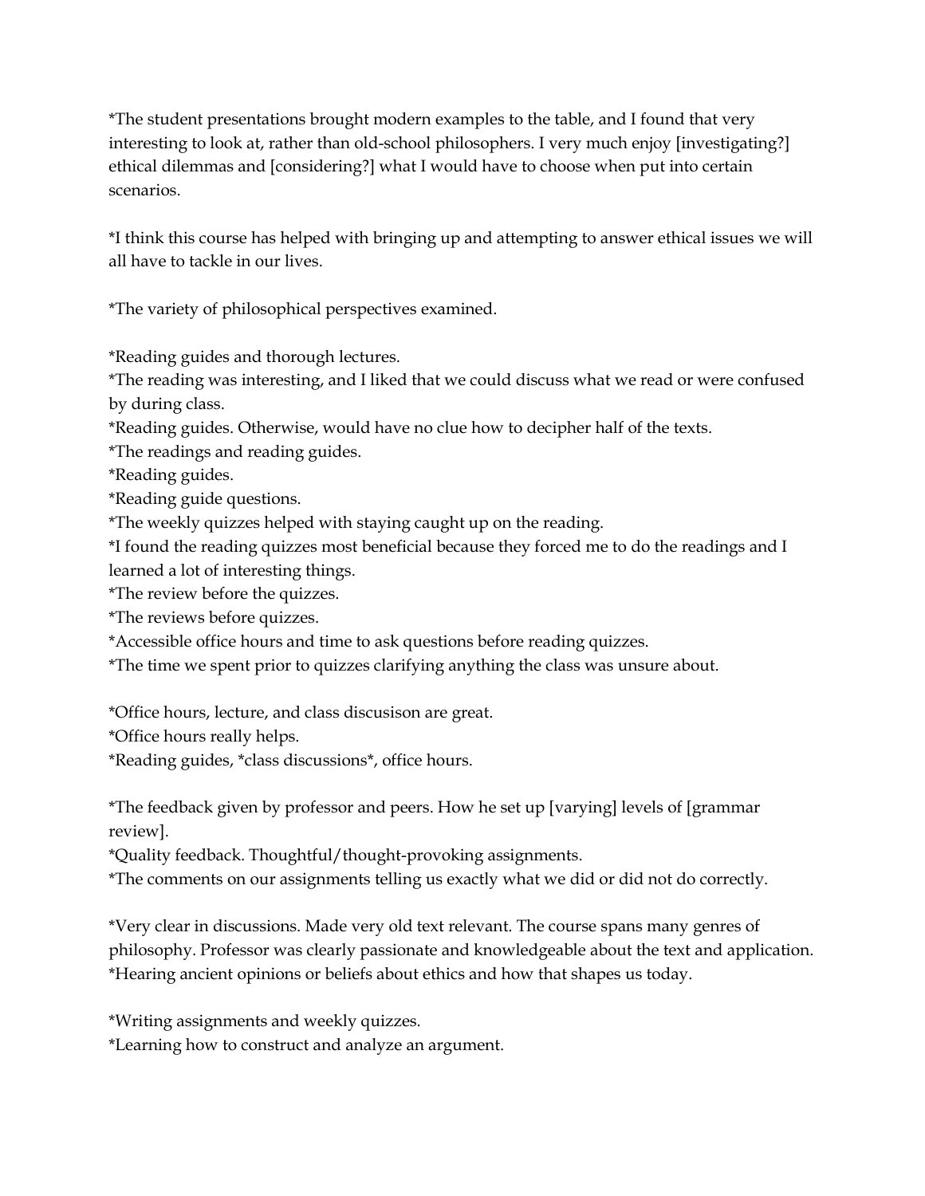*The student presentations brought modern examples to the table, and I found that very interesting to look at, rather than old-school philosophers. I very much enjoy [investigating?] ethical dilemmas and [considering?] what I would have to choose when put into certain scenarios.

*I think this course has helped with bringing up and attempting to answer ethical issues we will all have to tackle in our lives.

*The variety of philosophical perspectives examined.

*Reading guides and thorough lectures.
*The reading was interesting, and I liked that we could discuss what we read or were confused by during class.
*Reading guides. Otherwise, would have no clue how to decipher half of the texts.
*The readings and reading guides.
*Reading guides.
*Reading guide questions.
*The weekly quizzes helped with staying caught up on the reading.
*I found the reading quizzes most beneficial because they forced me to do the readings and I learned a lot of interesting things.
*The review before the quizzes.
*The reviews before quizzes.
*Accessible office hours and time to ask questions before reading quizzes.
*The time we spent prior to quizzes clarifying anything the class was unsure about.

*Office hours, lecture, and class discusison are great.
*Office hours really helps.
*Reading guides, *class discussions*, office hours.

*The feedback given by professor and peers. How he set up [varying] levels of [grammar review].
*Quality feedback. Thoughtful/thought-provoking assignments.
*The comments on our assignments telling us exactly what we did or did not do correctly.

*Very clear in discussions. Made very old text relevant. The course spans many genres of philosophy. Professor was clearly passionate and knowledgeable about the text and application.
*Hearing ancient opinions or beliefs about ethics and how that shapes us today.

*Writing assignments and weekly quizzes.
*Learning how to construct and analyze an argument.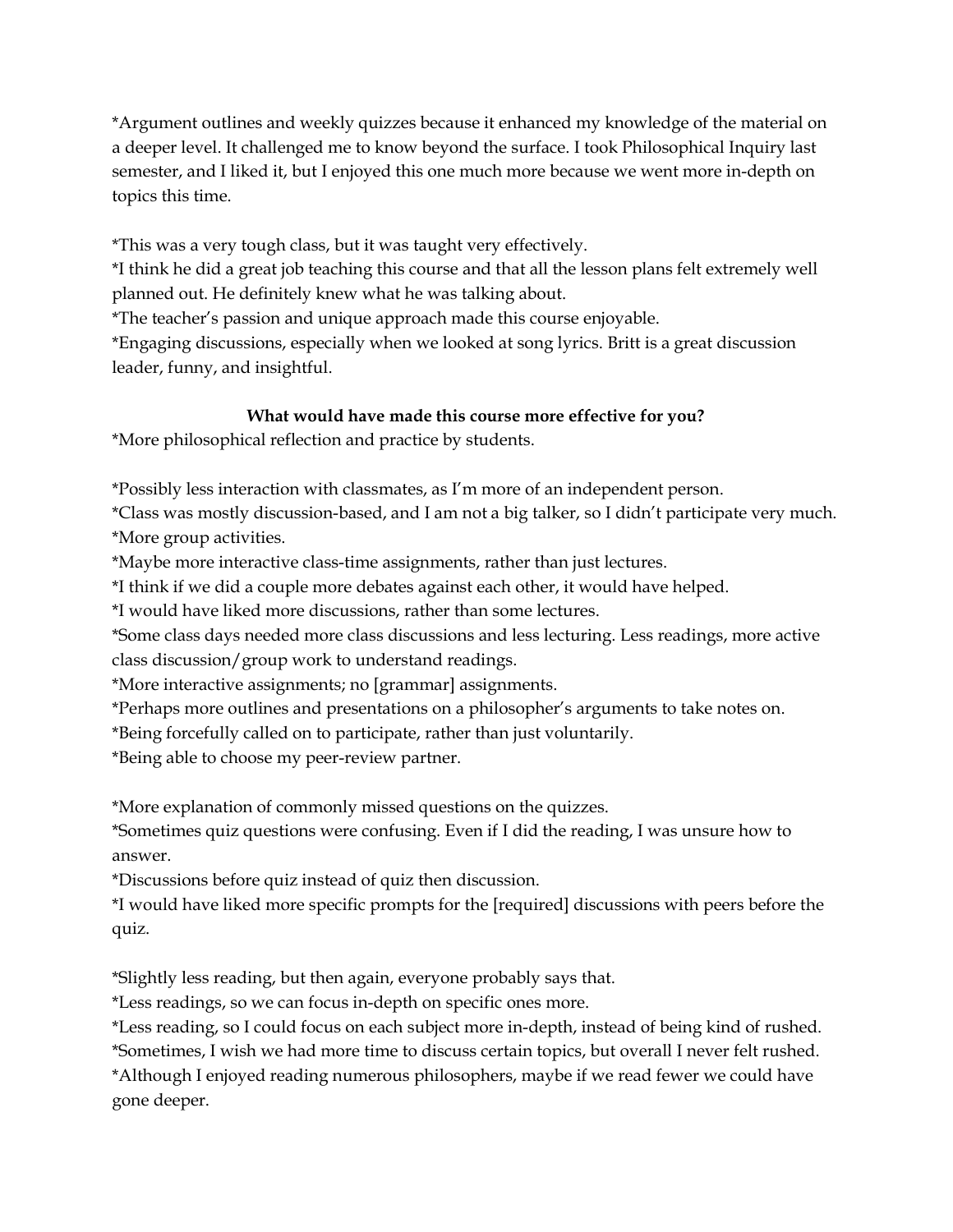*Argument outlines and weekly quizzes because it enhanced my knowledge of the material on a deeper level. It challenged me to know beyond the surface. I took Philosophical Inquiry last semester, and I liked it, but I enjoyed this one much more because we went more in-depth on topics this time.

*This was a very tough class, but it was taught very effectively.
*I think he did a great job teaching this course and that all the lesson plans felt extremely well planned out. He definitely knew what he was talking about.
*The teacher's passion and unique approach made this course enjoyable.
*Engaging discussions, especially when we looked at song lyrics. Britt is a great discussion leader, funny, and insightful.

**What would have made this course more effective for you?**

*More philosophical reflection and practice by students.

*Possibly less interaction with classmates, as I'm more of an independent person.
*Class was mostly discussion-based, and I am not a big talker, so I didn't participate very much.
*More group activities.
*Maybe more interactive class-time assignments, rather than just lectures.
*I think if we did a couple more debates against each other, it would have helped.
*I would have liked more discussions, rather than some lectures.
*Some class days needed more class discussions and less lecturing. Less readings, more active class discussion/group work to understand readings.
*More interactive assignments; no [grammar] assignments.
*Perhaps more outlines and presentations on a philosopher's arguments to take notes on.
*Being forcefully called on to participate, rather than just voluntarily.
*Being able to choose my peer-review partner.

*More explanation of commonly missed questions on the quizzes.
*Sometimes quiz questions were confusing. Even if I did the reading, I was unsure how to answer.
*Discussions before quiz instead of quiz then discussion.
*I would have liked more specific prompts for the [required] discussions with peers before the quiz.

*Slightly less reading, but then again, everyone probably says that.
*Less readings, so we can focus in-depth on specific ones more.
*Less reading, so I could focus on each subject more in-depth, instead of being kind of rushed.
*Sometimes, I wish we had more time to discuss certain topics, but overall I never felt rushed.
*Although I enjoyed reading numerous philosophers, maybe if we read fewer we could have gone deeper.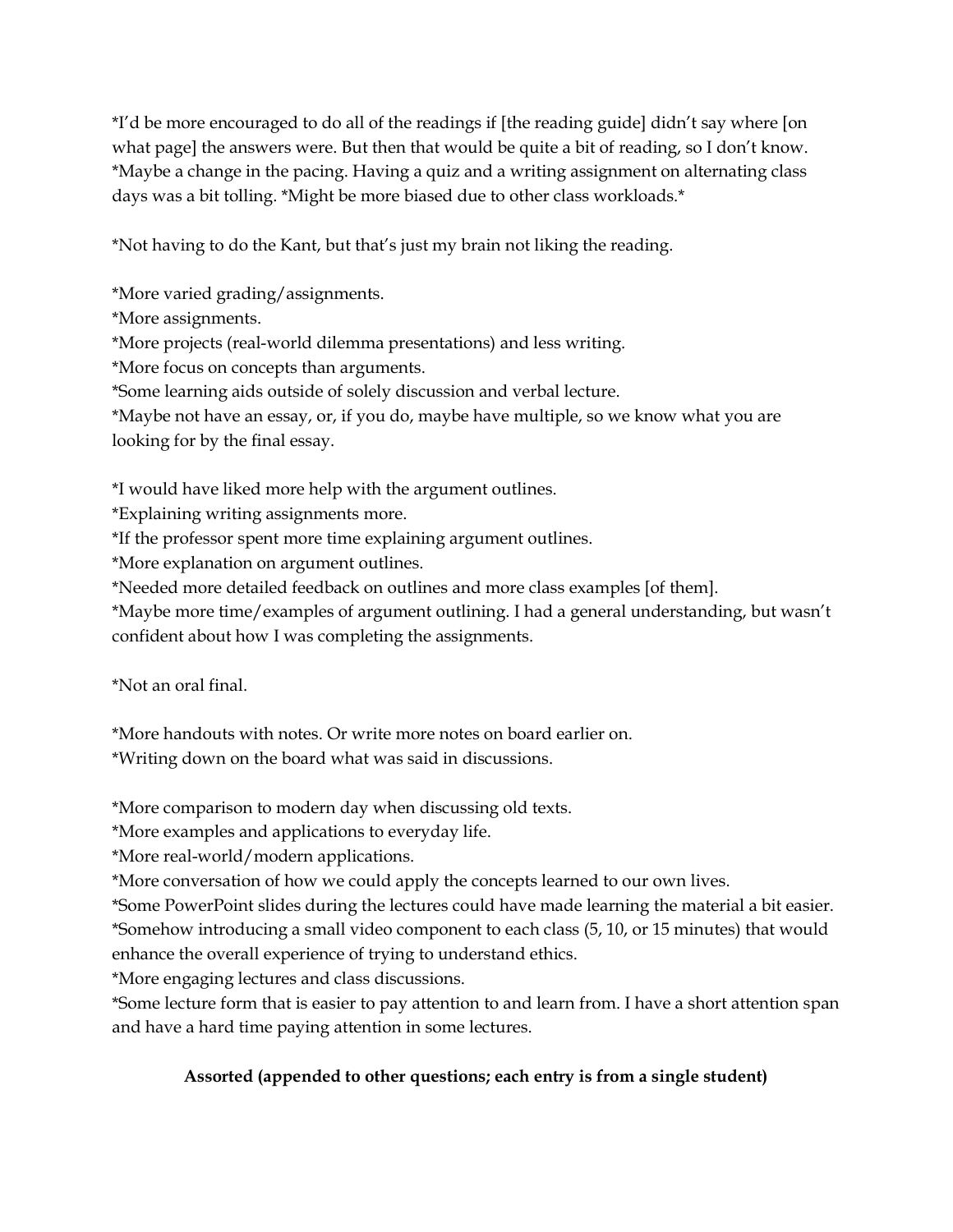*I'd be more encouraged to do all of the readings if [the reading guide] didn't say where [on what page] the answers were. But then that would be quite a bit of reading, so I don't know.
*Maybe a change in the pacing. Having a quiz and a writing assignment on alternating class days was a bit tolling. *Might be more biased due to other class workloads.*

*Not having to do the Kant, but that's just my brain not liking the reading.

*More varied grading/assignments.
*More assignments.
*More projects (real-world dilemma presentations) and less writing.
*More focus on concepts than arguments.
*Some learning aids outside of solely discussion and verbal lecture.
*Maybe not have an essay, or, if you do, maybe have multiple, so we know what you are looking for by the final essay.

*I would have liked more help with the argument outlines.
*Explaining writing assignments more.
*If the professor spent more time explaining argument outlines.
*More explanation on argument outlines.
*Needed more detailed feedback on outlines and more class examples [of them].
*Maybe more time/examples of argument outlining. I had a general understanding, but wasn't confident about how I was completing the assignments.

*Not an oral final.

*More handouts with notes. Or write more notes on board earlier on.
*Writing down on the board what was said in discussions.

*More comparison to modern day when discussing old texts.
*More examples and applications to everyday life.
*More real-world/modern applications.
*More conversation of how we could apply the concepts learned to our own lives.
*Some PowerPoint slides during the lectures could have made learning the material a bit easier.
*Somehow introducing a small video component to each class (5, 10, or 15 minutes) that would enhance the overall experience of trying to understand ethics.
*More engaging lectures and class discussions.
*Some lecture form that is easier to pay attention to and learn from. I have a short attention span and have a hard time paying attention in some lectures.

**Assorted (appended to other questions; each entry is from a single student)**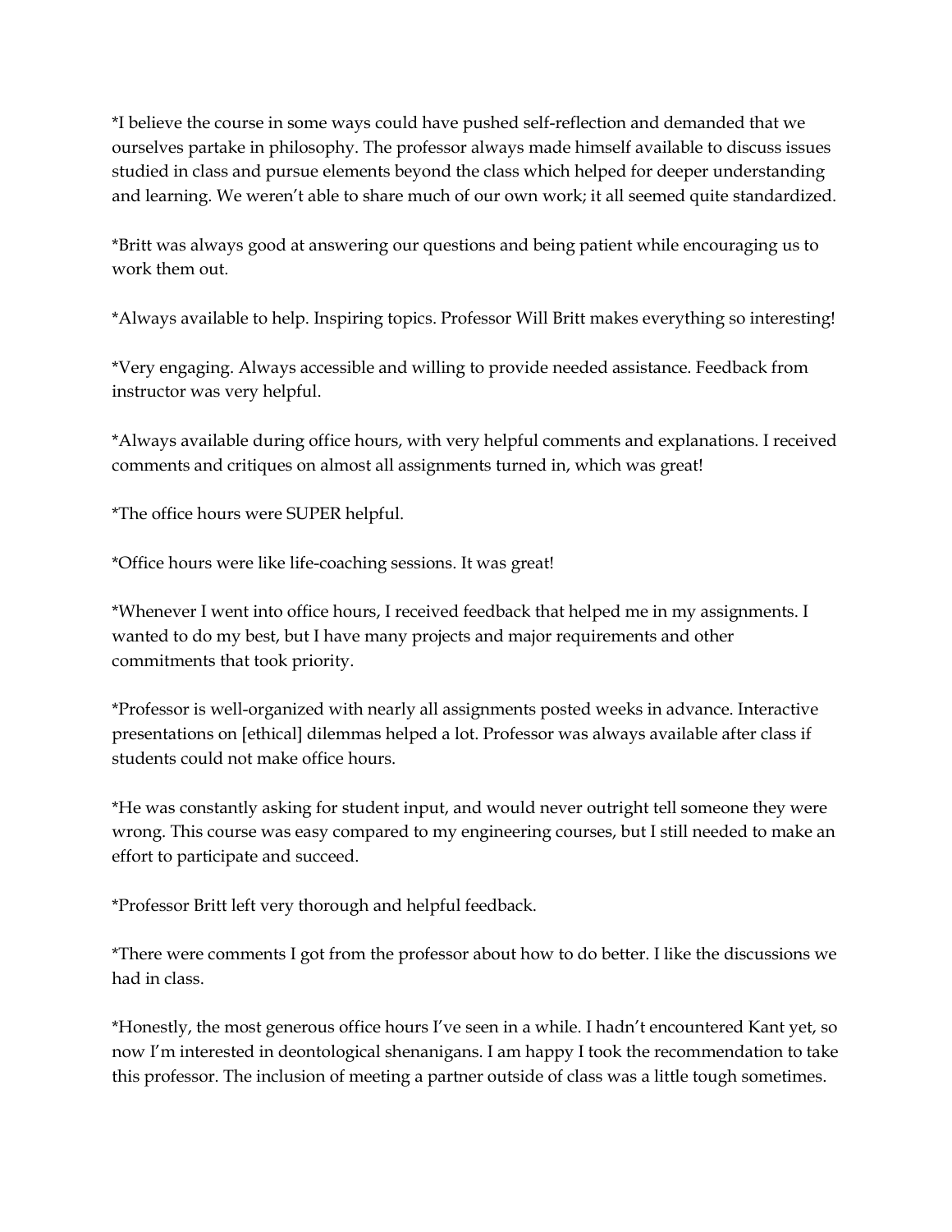*I believe the course in some ways could have pushed self-reflection and demanded that we ourselves partake in philosophy. The professor always made himself available to discuss issues studied in class and pursue elements beyond the class which helped for deeper understanding and learning. We weren't able to share much of our own work; it all seemed quite standardized.

*Britt was always good at answering our questions and being patient while encouraging us to work them out.

*Always available to help. Inspiring topics. Professor Will Britt makes everything so interesting!

*Very engaging. Always accessible and willing to provide needed assistance. Feedback from instructor was very helpful.

*Always available during office hours, with very helpful comments and explanations. I received comments and critiques on almost all assignments turned in, which was great!

*The office hours were SUPER helpful.

*Office hours were like life-coaching sessions. It was great!

*Whenever I went into office hours, I received feedback that helped me in my assignments. I wanted to do my best, but I have many projects and major requirements and other commitments that took priority.

*Professor is well-organized with nearly all assignments posted weeks in advance. Interactive presentations on [ethical] dilemmas helped a lot. Professor was always available after class if students could not make office hours.

*He was constantly asking for student input, and would never outright tell someone they were wrong. This course was easy compared to my engineering courses, but I still needed to make an effort to participate and succeed.

*Professor Britt left very thorough and helpful feedback.

*There were comments I got from the professor about how to do better. I like the discussions we had in class.

*Honestly, the most generous office hours I've seen in a while. I hadn't encountered Kant yet, so now I'm interested in deontological shenanigans. I am happy I took the recommendation to take this professor. The inclusion of meeting a partner outside of class was a little tough sometimes.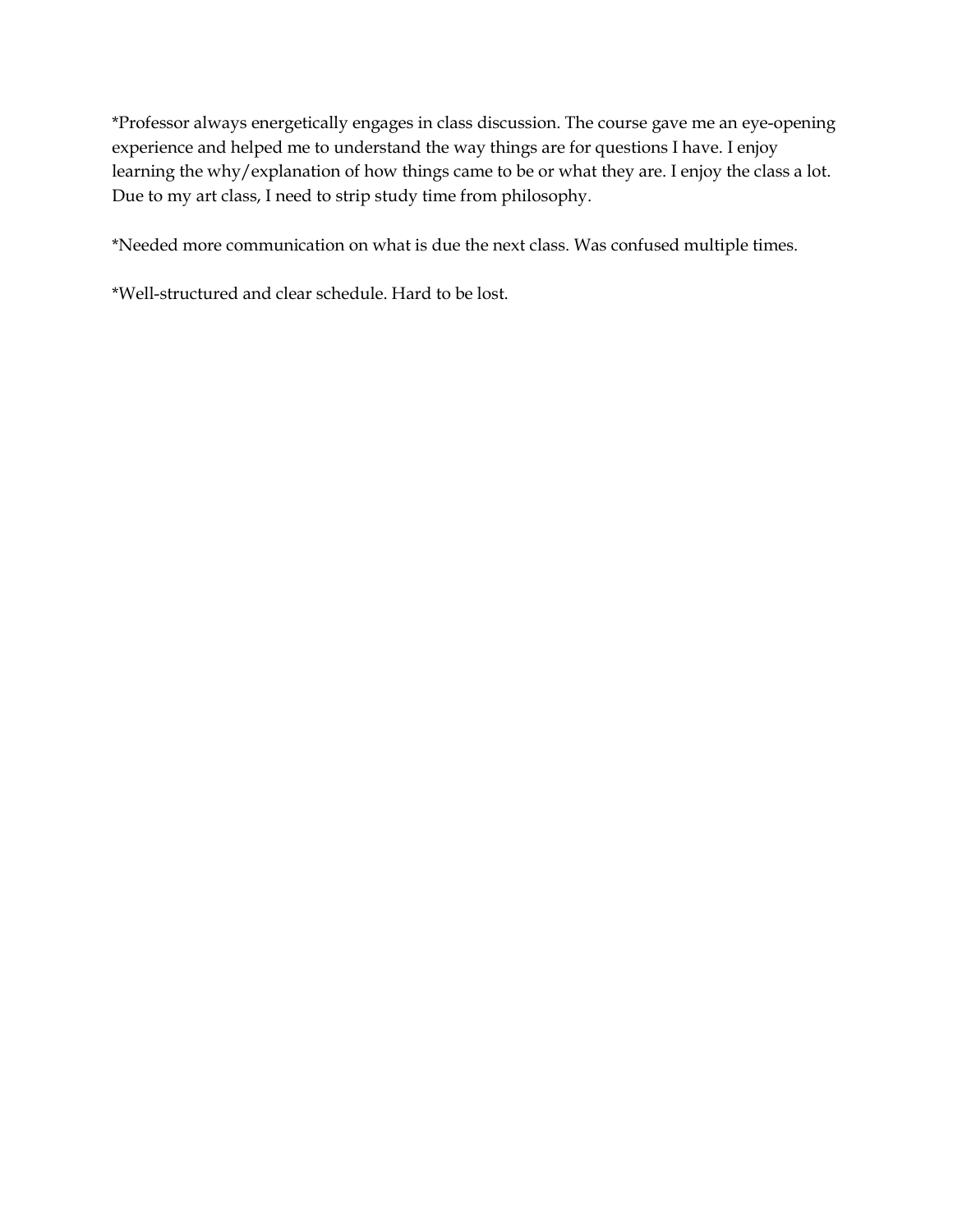*Professor always energetically engages in class discussion. The course gave me an eye-opening experience and helped me to understand the way things are for questions I have. I enjoy learning the why/explanation of how things came to be or what they are. I enjoy the class a lot. Due to my art class, I need to strip study time from philosophy.

*Needed more communication on what is due the next class. Was confused multiple times.

*Well-structured and clear schedule. Hard to be lost.